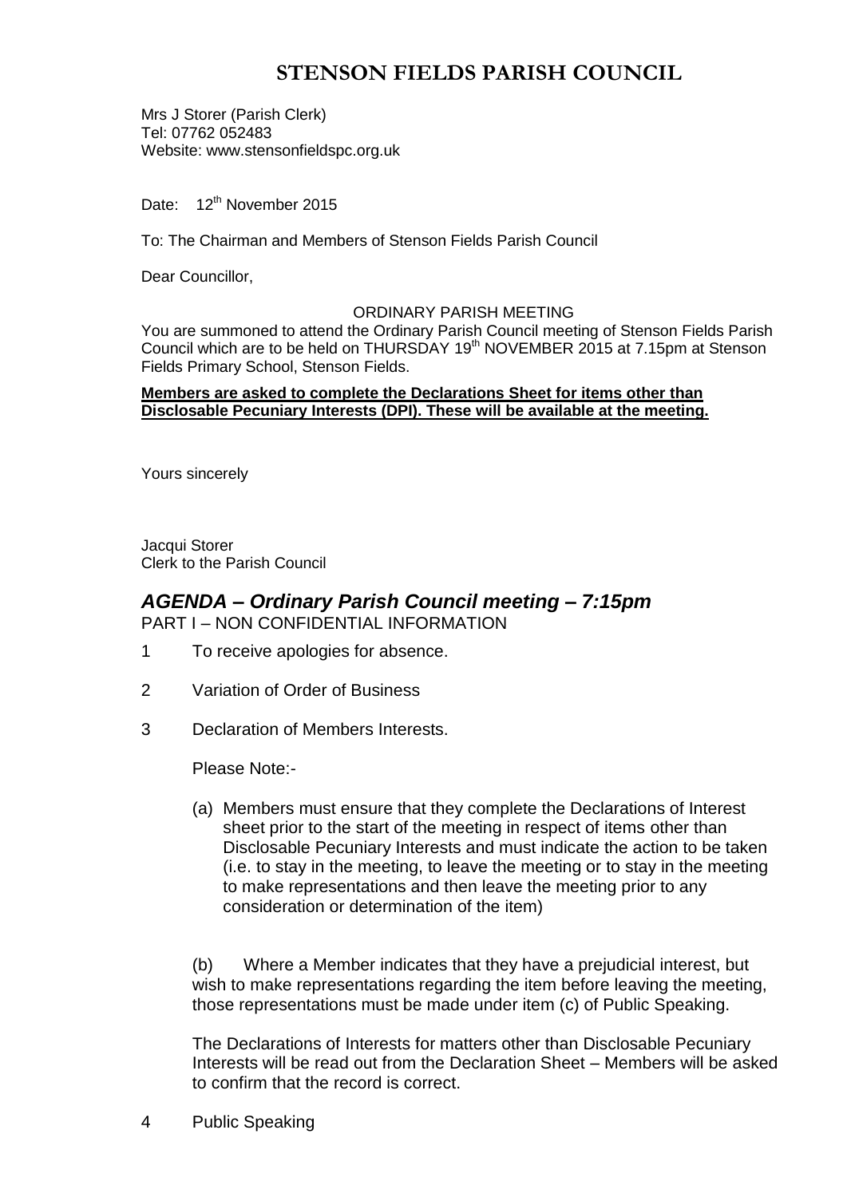# STENSON FIELDS PARISH COUNCIL

Mrs J Storer (Parish Clerk)
Tel: 07762 052483
Website: www.stensonfieldspc.org.uk

Date: 12th November 2015

To: The Chairman and Members of Stenson Fields Parish Council

Dear Councillor,

ORDINARY PARISH MEETING

You are summoned to attend the Ordinary Parish Council meeting of Stenson Fields Parish Council which are to be held on THURSDAY 19th NOVEMBER 2015 at 7.15pm at Stenson Fields Primary School, Stenson Fields.

**Members are asked to complete the Declarations Sheet for items other than Disclosable Pecuniary Interests (DPI). These will be available at the meeting.**

Yours sincerely

Jacqui Storer
Clerk to the Parish Council

## *AGENDA – Ordinary Parish Council meeting – 7:15pm*

PART I – NON CONFIDENTIAL INFORMATION

1 To receive apologies for absence.

2 Variation of Order of Business

3 Declaration of Members Interests.

Please Note:-

(a) Members must ensure that they complete the Declarations of Interest sheet prior to the start of the meeting in respect of items other than Disclosable Pecuniary Interests and must indicate the action to be taken (i.e. to stay in the meeting, to leave the meeting or to stay in the meeting to make representations and then leave the meeting prior to any consideration or determination of the item)

(b) Where a Member indicates that they have a prejudicial interest, but wish to make representations regarding the item before leaving the meeting, those representations must be made under item (c) of Public Speaking.

The Declarations of Interests for matters other than Disclosable Pecuniary Interests will be read out from the Declaration Sheet – Members will be asked to confirm that the record is correct.

4 Public Speaking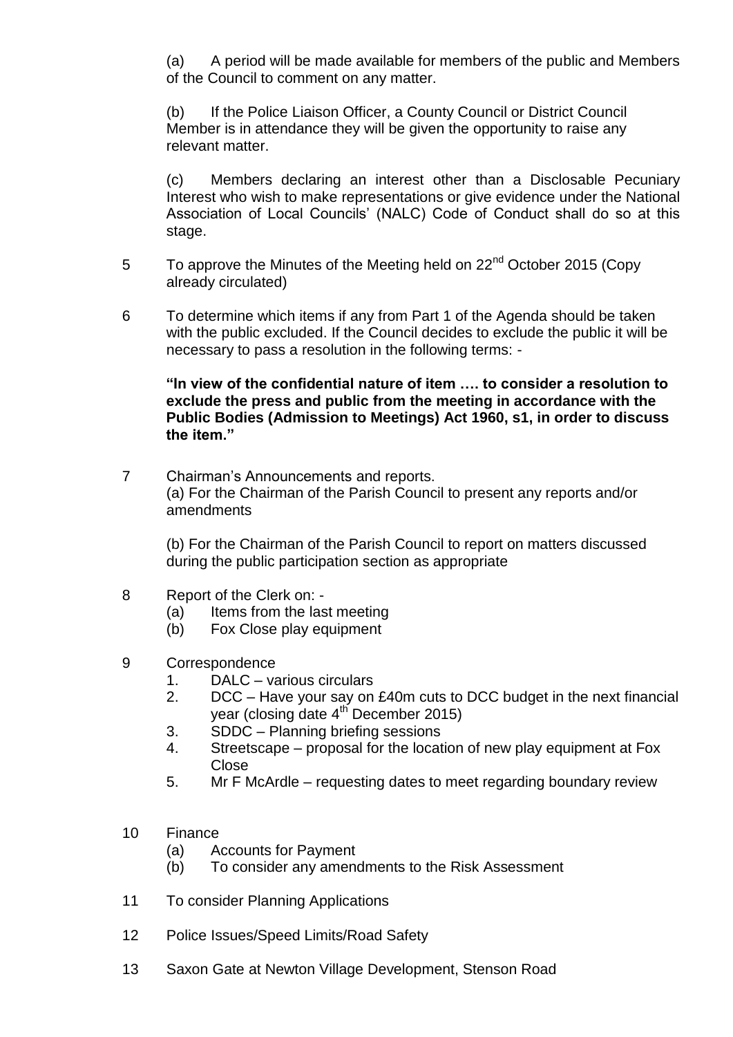(a) A period will be made available for members of the public and Members of the Council to comment on any matter.

(b) If the Police Liaison Officer, a County Council or District Council Member is in attendance they will be given the opportunity to raise any relevant matter.

(c) Members declaring an interest other than a Disclosable Pecuniary Interest who wish to make representations or give evidence under the National Association of Local Councils' (NALC) Code of Conduct shall do so at this stage.

5 To approve the Minutes of the Meeting held on 22nd October 2015 (Copy already circulated)

6 To determine which items if any from Part 1 of the Agenda should be taken with the public excluded. If the Council decides to exclude the public it will be necessary to pass a resolution in the following terms: -

**"In view of the confidential nature of item …. to consider a resolution to exclude the press and public from the meeting in accordance with the Public Bodies (Admission to Meetings) Act 1960, s1, in order to discuss the item."**

7 Chairman's Announcements and reports.
(a) For the Chairman of the Parish Council to present any reports and/or amendments

(b) For the Chairman of the Parish Council to report on matters discussed during the public participation section as appropriate

8 Report of the Clerk on: -
- (a) Items from the last meeting
- (b) Fox Close play equipment

9 Correspondence
1. DALC – various circulars
2. DCC – Have your say on £40m cuts to DCC budget in the next financial year (closing date 4th December 2015)
3. SDDC – Planning briefing sessions
4. Streetscape – proposal for the location of new play equipment at Fox Close
5. Mr F McArdle – requesting dates to meet regarding boundary review

10 Finance
- (a) Accounts for Payment
- (b) To consider any amendments to the Risk Assessment

11 To consider Planning Applications

12 Police Issues/Speed Limits/Road Safety

13 Saxon Gate at Newton Village Development, Stenson Road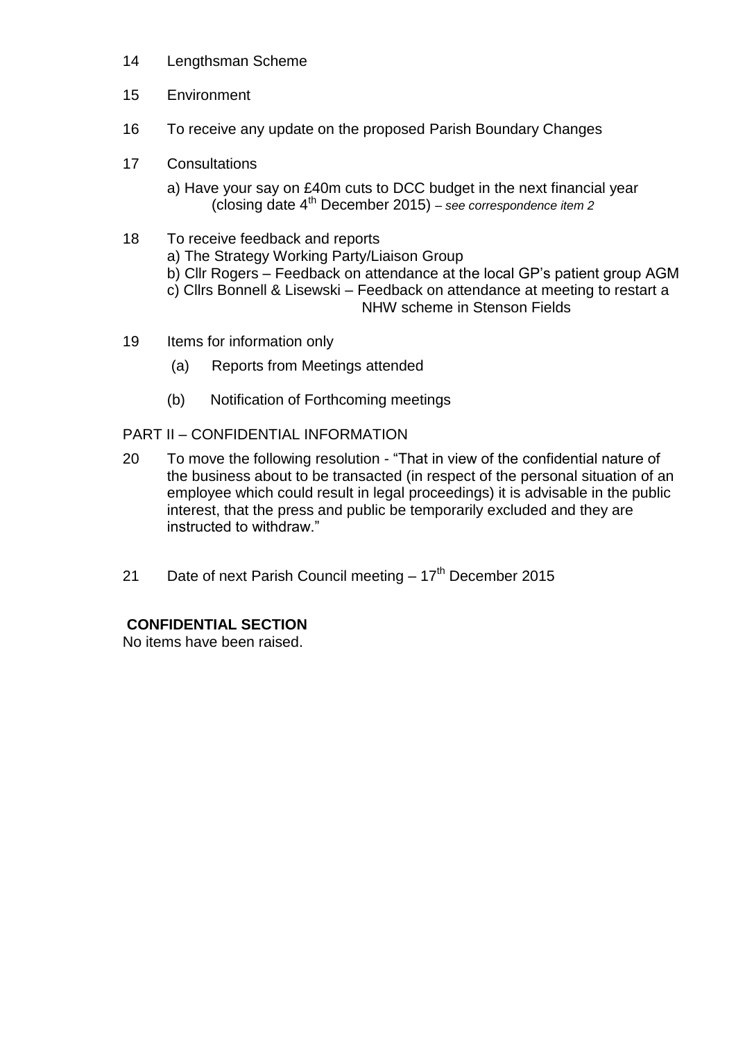14 Lengthsman Scheme

15 Environment

16 To receive any update on the proposed Parish Boundary Changes

17 Consultations

a) Have your say on £40m cuts to DCC budget in the next financial year (closing date 4th December 2015) – *see correspondence item 2*

18 To receive feedback and reports

a) The Strategy Working Party/Liaison Group

b) Cllr Rogers – Feedback on attendance at the local GP's patient group AGM

c) Cllrs Bonnell & Lisewski – Feedback on attendance at meeting to restart a NHW scheme in Stenson Fields

19 Items for information only

(a) Reports from Meetings attended

(b) Notification of Forthcoming meetings

PART II – CONFIDENTIAL INFORMATION

20 To move the following resolution - "That in view of the confidential nature of the business about to be transacted (in respect of the personal situation of an employee which could result in legal proceedings) it is advisable in the public interest, that the press and public be temporarily excluded and they are instructed to withdraw."

21 Date of next Parish Council meeting – 17th December 2015

**CONFIDENTIAL SECTION**

No items have been raised.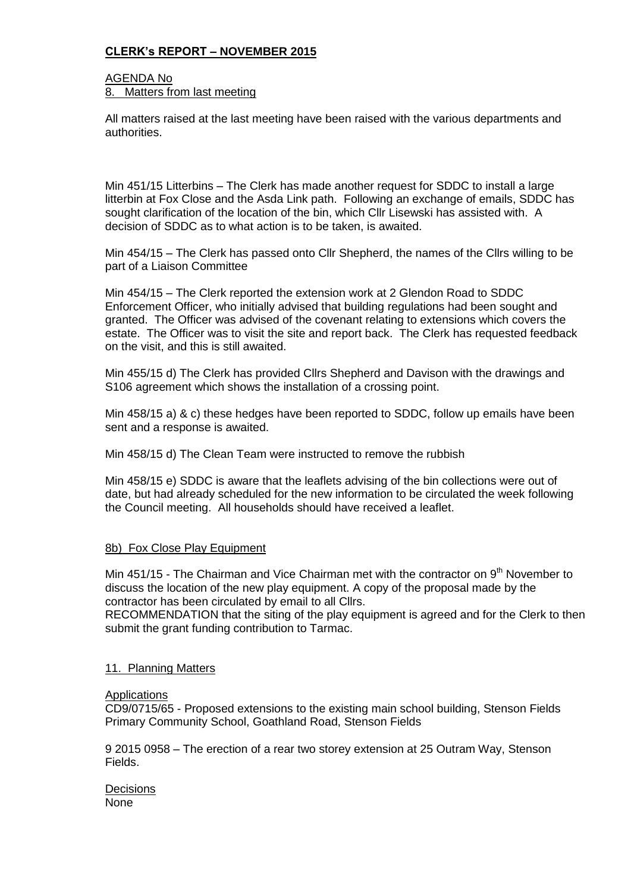## CLERK's REPORT – NOVEMBER 2015

AGENDA No

8. Matters from last meeting

All matters raised at the last meeting have been raised with the various departments and authorities.

Min 451/15 Litterbins – The Clerk has made another request for SDDC to install a large litterbin at Fox Close and the Asda Link path. Following an exchange of emails, SDDC has sought clarification of the location of the bin, which Cllr Lisewski has assisted with. A decision of SDDC as to what action is to be taken, is awaited.

Min 454/15 – The Clerk has passed onto Cllr Shepherd, the names of the Cllrs willing to be part of a Liaison Committee

Min 454/15 – The Clerk reported the extension work at 2 Glendon Road to SDDC Enforcement Officer, who initially advised that building regulations had been sought and granted. The Officer was advised of the covenant relating to extensions which covers the estate. The Officer was to visit the site and report back. The Clerk has requested feedback on the visit, and this is still awaited.

Min 455/15 d) The Clerk has provided Cllrs Shepherd and Davison with the drawings and S106 agreement which shows the installation of a crossing point.

Min 458/15 a) & c) these hedges have been reported to SDDC, follow up emails have been sent and a response is awaited.

Min 458/15 d) The Clean Team were instructed to remove the rubbish

Min 458/15 e) SDDC is aware that the leaflets advising of the bin collections were out of date, but had already scheduled for the new information to be circulated the week following the Council meeting. All households should have received a leaflet.

8b) Fox Close Play Equipment

Min 451/15 - The Chairman and Vice Chairman met with the contractor on 9th November to discuss the location of the new play equipment. A copy of the proposal made by the contractor has been circulated by email to all Cllrs.

RECOMMENDATION that the siting of the play equipment is agreed and for the Clerk to then submit the grant funding contribution to Tarmac.

11. Planning Matters

Applications

CD9/0715/65 - Proposed extensions to the existing main school building, Stenson Fields Primary Community School, Goathland Road, Stenson Fields

9 2015 0958 – The erection of a rear two storey extension at 25 Outram Way, Stenson Fields.

Decisions

None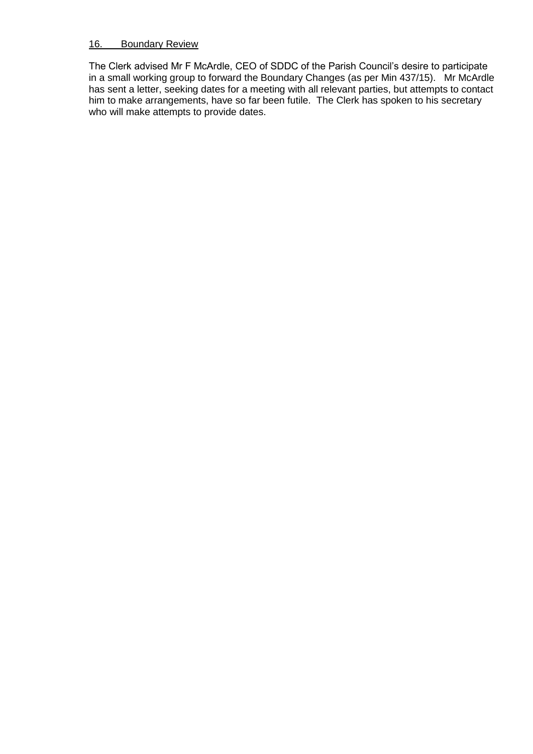<u>16. Boundary Review</u>

The Clerk advised Mr F McArdle, CEO of SDDC of the Parish Council's desire to participate in a small working group to forward the Boundary Changes (as per Min 437/15). Mr McArdle has sent a letter, seeking dates for a meeting with all relevant parties, but attempts to contact him to make arrangements, have so far been futile. The Clerk has spoken to his secretary who will make attempts to provide dates.